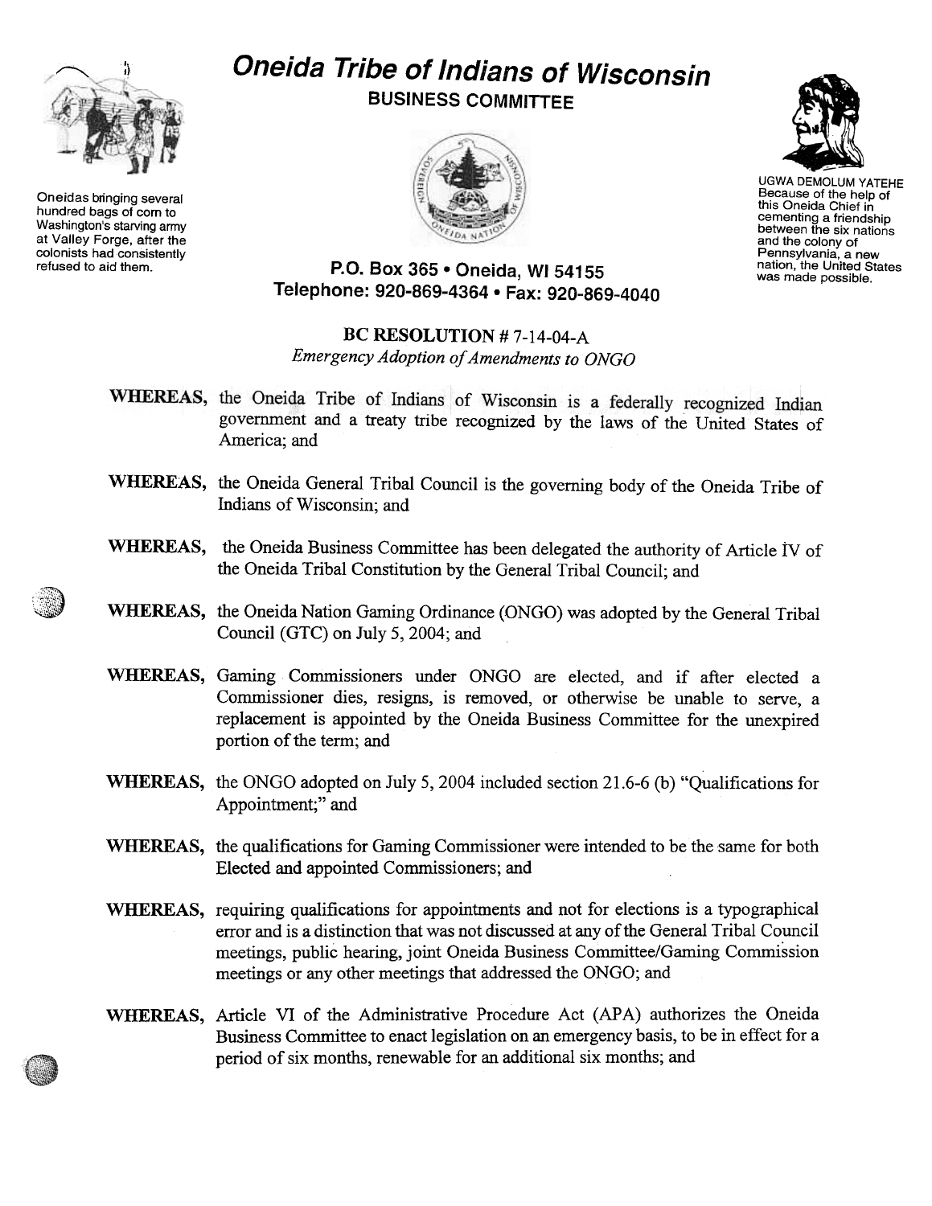# Oneida Tribe of Indians of Wisconsin

## BUSINESS COMMITTEE

Oneidas bringing several hundred bags of corn to Washington's starving army at Valley Forge, after the colonists had consistently refused to aid them.

UGWA DEMOLUM YATEHE
Because of the help of this Oneida Chief in cementing a friendship between the six nations and the colony of Pennsylvania, a new nation, the United States was made possible.

**P.O. Box 365 • Oneida, WI 54155**
**Telephone: 920-869-4364 • Fax: 920-869-4040**

**BC RESOLUTION # 7-14-04-A**
*Emergency Adoption of Amendments to ONGO*

**WHEREAS,** the Oneida Tribe of Indians of Wisconsin is a federally recognized Indian government and a treaty tribe recognized by the laws of the United States of America; and

**WHEREAS,** the Oneida General Tribal Council is the governing body of the Oneida Tribe of Indians of Wisconsin; and

**WHEREAS,** the Oneida Business Committee has been delegated the authority of Article IV of the Oneida Tribal Constitution by the General Tribal Council; and

**WHEREAS,** the Oneida Nation Gaming Ordinance (ONGO) was adopted by the General Tribal Council (GTC) on July 5, 2004; and

**WHEREAS,** Gaming Commissioners under ONGO are elected, and if after elected a Commissioner dies, resigns, is removed, or otherwise be unable to serve, a replacement is appointed by the Oneida Business Committee for the unexpired portion of the term; and

**WHEREAS,** the ONGO adopted on July 5, 2004 included section 21.6-6 (b) "Qualifications for Appointment;" and

**WHEREAS,** the qualifications for Gaming Commissioner were intended to be the same for both Elected and appointed Commissioners; and

**WHEREAS,** requiring qualifications for appointments and not for elections is a typographical error and is a distinction that was not discussed at any of the General Tribal Council meetings, public hearing, joint Oneida Business Committee/Gaming Commission meetings or any other meetings that addressed the ONGO; and

**WHEREAS,** Article VI of the Administrative Procedure Act (APA) authorizes the Oneida Business Committee to enact legislation on an emergency basis, to be in effect for a period of six months, renewable for an additional six months; and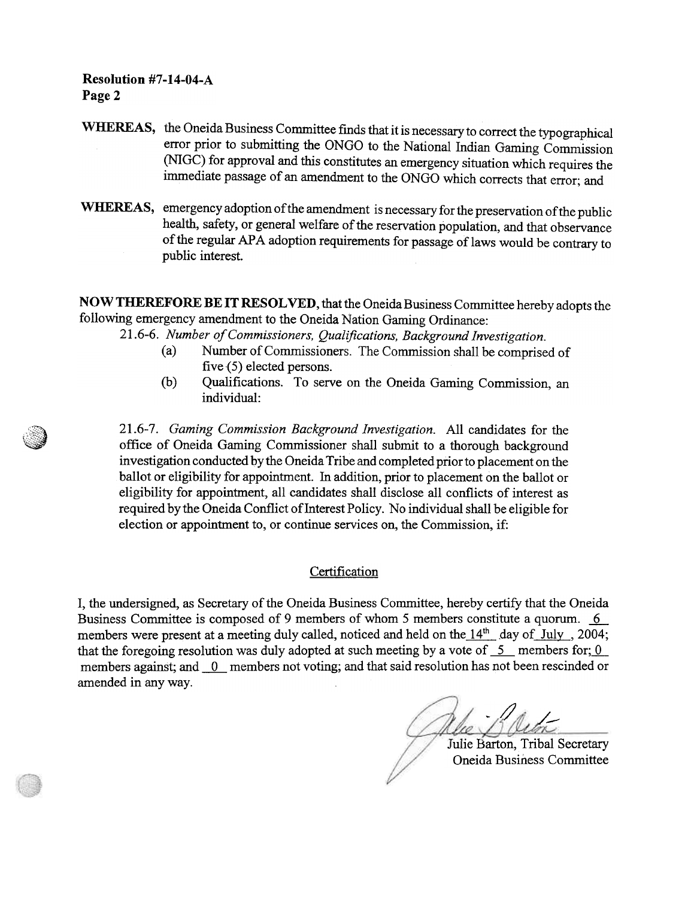**Resolution #7-14-04-A**
**Page 2**

**WHEREAS,** the Oneida Business Committee finds that it is necessary to correct the typographical error prior to submitting the ONGO to the National Indian Gaming Commission (NIGC) for approval and this constitutes an emergency situation which requires the immediate passage of an amendment to the ONGO which corrects that error; and

**WHEREAS,** emergency adoption of the amendment is necessary for the preservation of the public health, safety, or general welfare of the reservation population, and that observance of the regular APA adoption requirements for passage of laws would be contrary to public interest.

**NOW THEREFORE BE IT RESOLVED,** that the Oneida Business Committee hereby adopts the following emergency amendment to the Oneida Nation Gaming Ordinance:

21.6-6. *Number of Commissioners, Qualifications, Background Investigation.*

(a) Number of Commissioners. The Commission shall be comprised of five (5) elected persons.

(b) Qualifications. To serve on the Oneida Gaming Commission, an individual:

21.6-7. *Gaming Commission Background Investigation.* All candidates for the office of Oneida Gaming Commissioner shall submit to a thorough background investigation conducted by the Oneida Tribe and completed prior to placement on the ballot or eligibility for appointment. In addition, prior to placement on the ballot or eligibility for appointment, all candidates shall disclose all conflicts of interest as required by the Oneida Conflict of Interest Policy. No individual shall be eligible for election or appointment to, or continue services on, the Commission, if:

## Certification

I, the undersigned, as Secretary of the Oneida Business Committee, hereby certify that the Oneida Business Committee is composed of 9 members of whom 5 members constitute a quorum. 6 members were present at a meeting duly called, noticed and held on the 14th day of July, 2004; that the foregoing resolution was duly adopted at such meeting by a vote of 5 members for; 0 members against; and 0 members not voting; and that said resolution has not been rescinded or amended in any way.

Julie Barton, Tribal Secretary
Oneida Business Committee